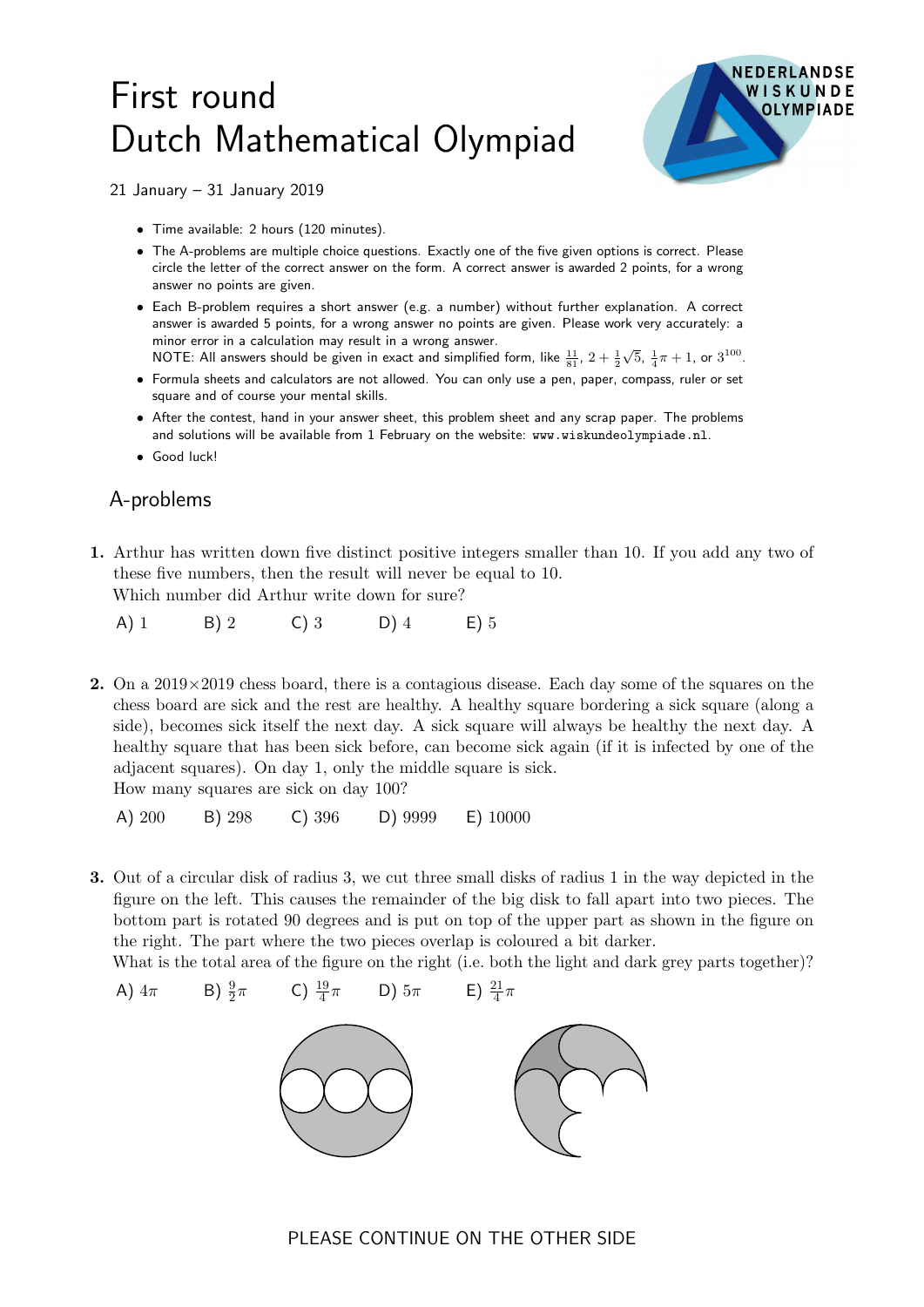# First round
# Dutch Mathematical Olympiad

21 January – 31 January 2019

- Time available: 2 hours (120 minutes).
- The A-problems are multiple choice questions. Exactly one of the five given options is correct. Please circle the letter of the correct answer on the form. A correct answer is awarded 2 points, for a wrong answer no points are given.
- Each B-problem requires a short answer (e.g. a number) without further explanation. A correct answer is awarded 5 points, for a wrong answer no points are given. Please work very accurately: a minor error in a calculation may result in a wrong answer.
  NOTE: All answers should be given in exact and simplified form, like $\frac{11}{81}$, $2+\frac{1}{2}\sqrt{5}$, $\frac{1}{4}\pi+1$, or $3^{100}$.
- Formula sheets and calculators are not allowed. You can only use a pen, paper, compass, ruler or set square and of course your mental skills.
- After the contest, hand in your answer sheet, this problem sheet and any scrap paper. The problems and solutions will be available from 1 February on the website: `www.wiskundeolympiade.nl`.
- Good luck!

## A-problems

**1.** Arthur has written down five distinct positive integers smaller than 10. If you add any two of these five numbers, then the result will never be equal to 10.
Which number did Arthur write down for sure?

A) 1 B) 2 C) 3 D) 4 E) 5

**2.** On a $2019\times 2019$ chess board, there is a contagious disease. Each day some of the squares on the chess board are sick and the rest are healthy. A healthy square bordering a sick square (along a side), becomes sick itself the next day. A sick square will always be healthy the next day. A healthy square that has been sick before, can become sick again (if it is infected by one of the adjacent squares). On day 1, only the middle square is sick.
How many squares are sick on day 100?

A) 200 B) 298 C) 396 D) 9999 E) 10000

**3.** Out of a circular disk of radius 3, we cut three small disks of radius 1 in the way depicted in the figure on the left. This causes the remainder of the big disk to fall apart into two pieces. The bottom part is rotated 90 degrees and is put on top of the upper part as shown in the figure on the right. The part where the two pieces overlap is coloured a bit darker.
What is the total area of the figure on the right (i.e. both the light and dark grey parts together)?

A) $4\pi$ B) $\frac{9}{2}\pi$ C) $\frac{19}{4}\pi$ D) $5\pi$ E) $\frac{21}{4}\pi$

PLEASE CONTINUE ON THE OTHER SIDE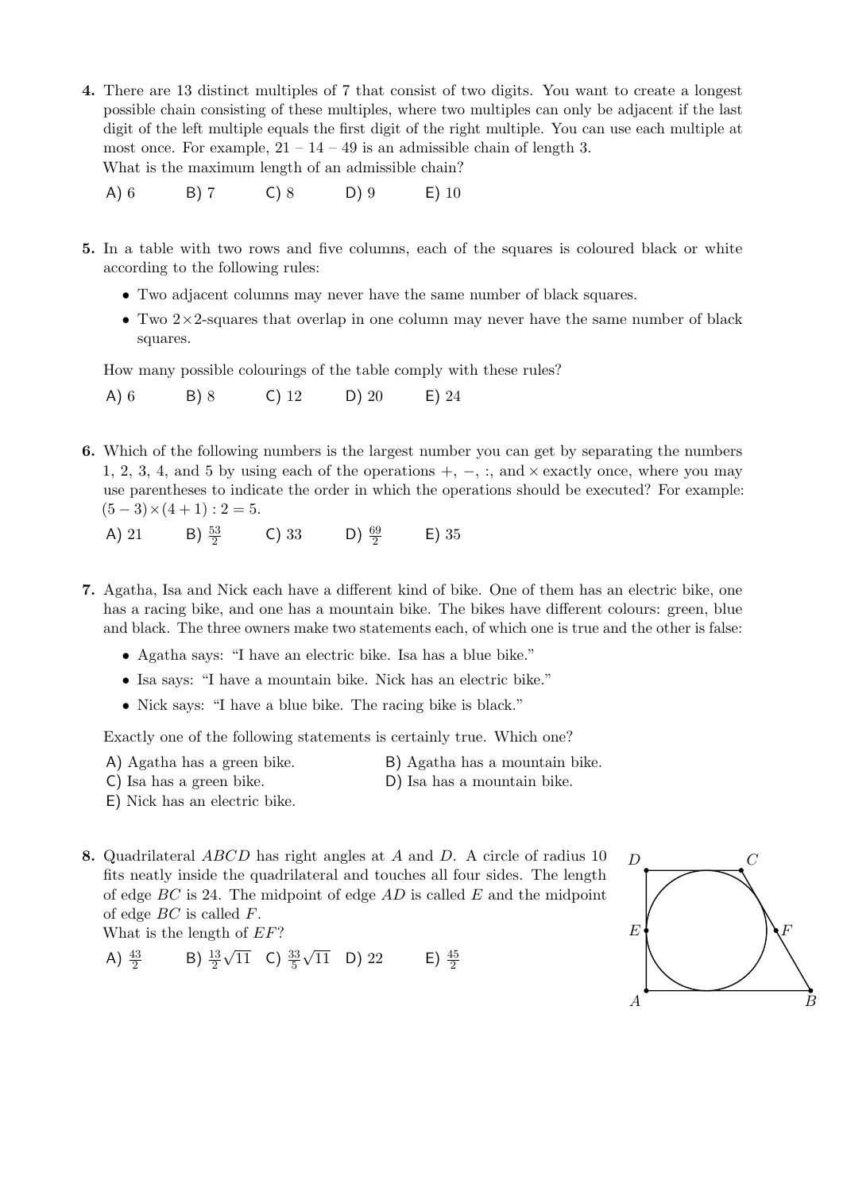**4.** There are 13 distinct multiples of 7 that consist of two digits. You want to create a longest possible chain consisting of these multiples, where two multiples can only be adjacent if the last digit of the left multiple equals the first digit of the right multiple. You can use each multiple at most once. For example, 21 – 14 – 49 is an admissible chain of length 3.
What is the maximum length of an admissible chain?

A) 6 B) 7 C) 8 D) 9 E) 10

**5.** In a table with two rows and five columns, each of the squares is coloured black or white according to the following rules:

- Two adjacent columns may never have the same number of black squares.
- Two $2\times2$-squares that overlap in one column may never have the same number of black squares.

How many possible colourings of the table comply with these rules?

A) 6 B) 8 C) 12 D) 20 E) 24

**6.** Which of the following numbers is the largest number you can get by separating the numbers 1, 2, 3, 4, and 5 by using each of the operations $+$, $-$, $:$, and $\times$ exactly once, where you may use parentheses to indicate the order in which the operations should be executed? For example: $(5-3)\times(4+1):2=5$.

A) 21 B) $\frac{53}{2}$ C) 33 D) $\frac{69}{2}$ E) 35

**7.** Agatha, Isa and Nick each have a different kind of bike. One of them has an electric bike, one has a racing bike, and one has a mountain bike. The bikes have different colours: green, blue and black. The three owners make two statements each, of which one is true and the other is false:

- Agatha says: "I have an electric bike. Isa has a blue bike."
- Isa says: "I have a mountain bike. Nick has an electric bike."
- Nick says: "I have a blue bike. The racing bike is black."

Exactly one of the following statements is certainly true. Which one?

A) Agatha has a green bike.
B) Agatha has a mountain bike.
C) Isa has a green bike.
D) Isa has a mountain bike.
E) Nick has an electric bike.

**8.** Quadrilateral $ABCD$ has right angles at $A$ and $D$. A circle of radius 10 fits neatly inside the quadrilateral and touches all four sides. The length of edge $BC$ is 24. The midpoint of edge $AD$ is called $E$ and the midpoint of edge $BC$ is called $F$.
What is the length of $EF$?

A) $\frac{43}{2}$ B) $\frac{13}{2}\sqrt{11}$ C) $\frac{33}{5}\sqrt{11}$ D) 22 E) $\frac{45}{2}$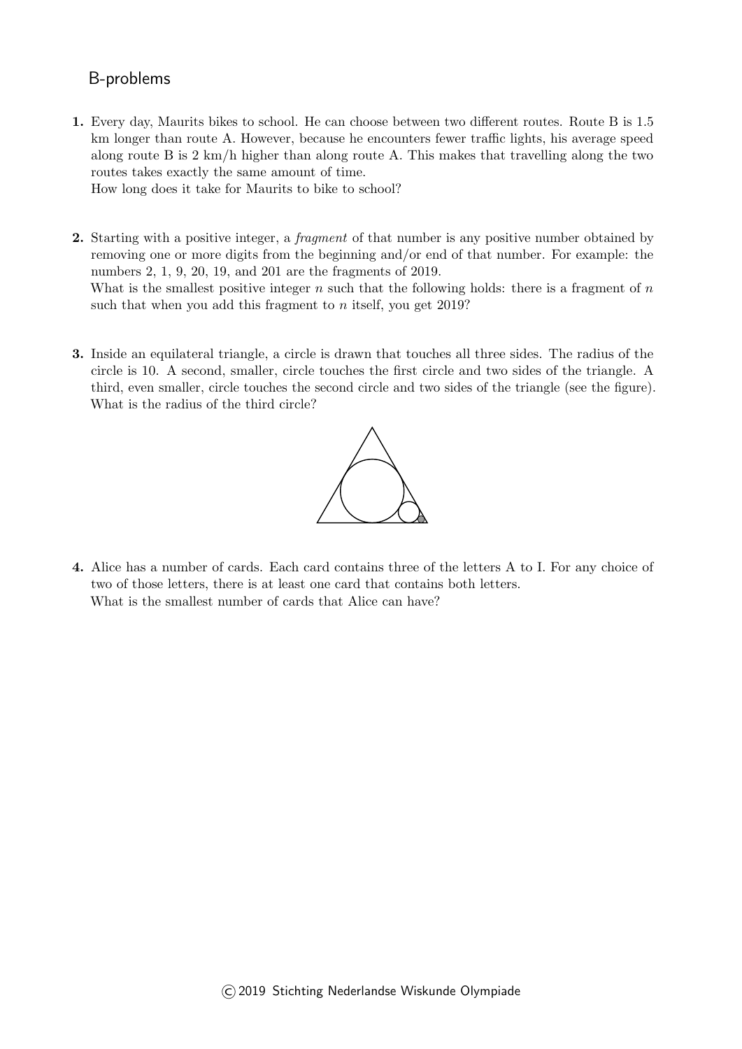## B-problems

**1.** Every day, Maurits bikes to school. He can choose between two different routes. Route B is 1.5 km longer than route A. However, because he encounters fewer traffic lights, his average speed along route B is 2 km/h higher than along route A. This makes that travelling along the two routes takes exactly the same amount of time.
How long does it take for Maurits to bike to school?

**2.** Starting with a positive integer, a *fragment* of that number is any positive number obtained by removing one or more digits from the beginning and/or end of that number. For example: the numbers 2, 1, 9, 20, 19, and 201 are the fragments of 2019.
What is the smallest positive integer $n$ such that the following holds: there is a fragment of $n$ such that when you add this fragment to $n$ itself, you get 2019?

**3.** Inside an equilateral triangle, a circle is drawn that touches all three sides. The radius of the circle is 10. A second, smaller, circle touches the first circle and two sides of the triangle. A third, even smaller, circle touches the second circle and two sides of the triangle (see the figure). What is the radius of the third circle?

**4.** Alice has a number of cards. Each card contains three of the letters A to I. For any choice of two of those letters, there is at least one card that contains both letters.
What is the smallest number of cards that Alice can have?